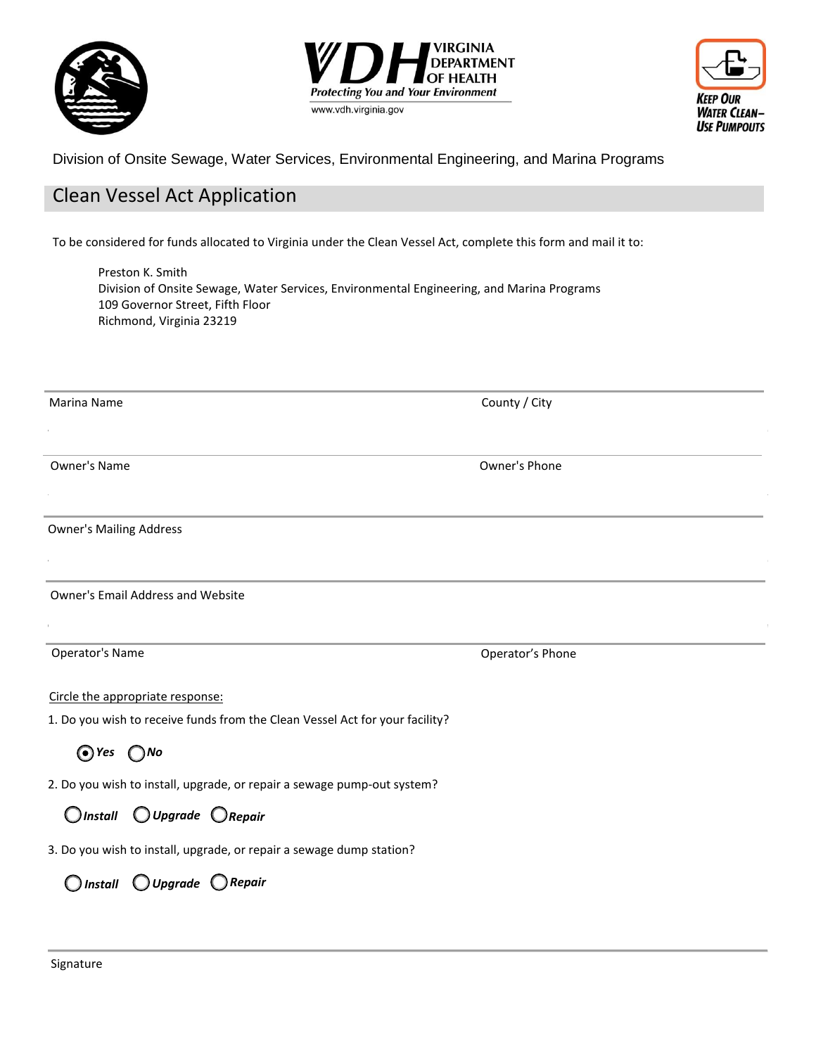VIRGINIA DEPARTMENT OF HEALTH
*Protecting You and Your Environment*
www.vdh.virginia.gov

KEEP OUR WATER CLEAN– USE PUMPOUTS

Division of Onsite Sewage, Water Services, Environmental Engineering, and Marina Programs

## Clean Vessel Act Application

To be considered for funds allocated to Virginia under the Clean Vessel Act, complete this form and mail it to:

Preston K. Smith
Division of Onsite Sewage, Water Services, Environmental Engineering, and Marina Programs
109 Governor Street, Fifth Floor
Richmond, Virginia 23219

| Marina Name | County / City |
|---|---|
| | |
| **Owner's Name** | **Owner's Phone** |
| | |

Owner's Mailing Address

Owner's Email Address and Website

| Operator's Name | Operator's Phone |
|---|---|
| | |

Circle the appropriate response:

1. Do you wish to receive funds from the Clean Vessel Act for your facility?

   (●) ***Yes*** ( ) ***No***

2. Do you wish to install, upgrade, or repair a sewage pump-out system?

   ( ) ***Install*** ( ) ***Upgrade*** ( ) ***Repair***

3. Do you wish to install, upgrade, or repair a sewage dump station?

   ( ) ***Install*** ( ) ***Upgrade*** ( ) ***Repair***

Signature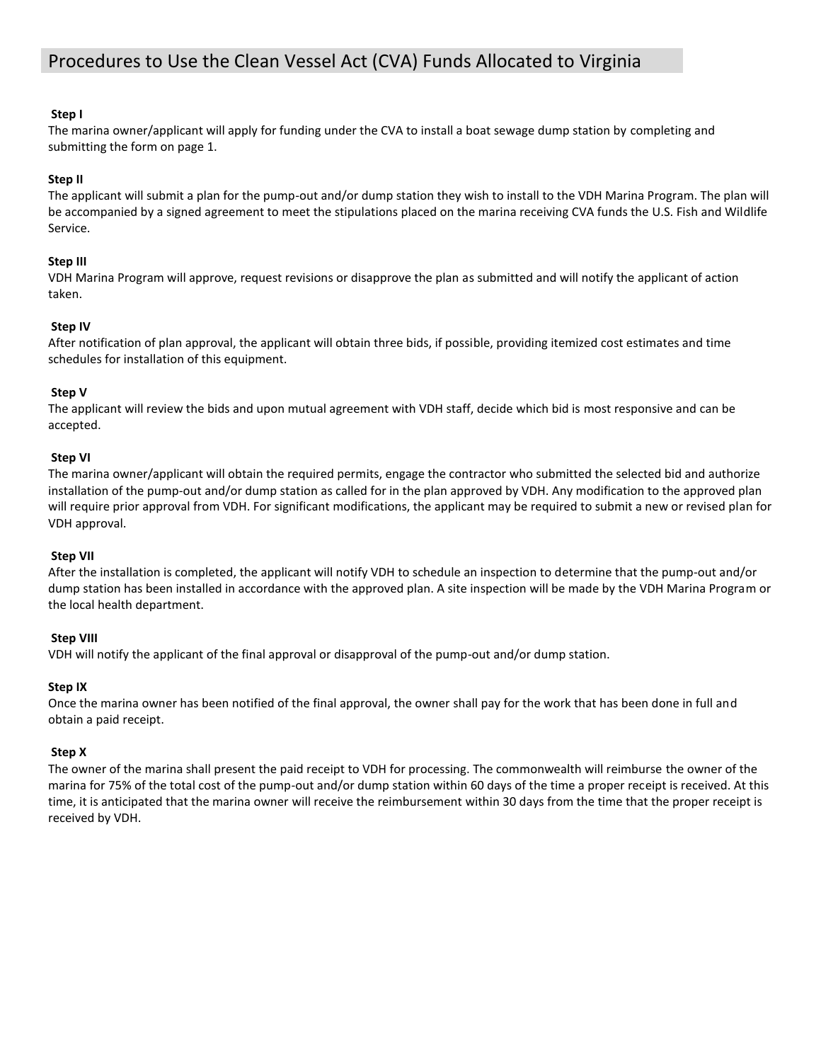# Procedures to Use the Clean Vessel Act (CVA) Funds Allocated to Virginia

**Step I**

The marina owner/applicant will apply for funding under the CVA to install a boat sewage dump station by completing and submitting the form on page 1.

**Step II**

The applicant will submit a plan for the pump-out and/or dump station they wish to install to the VDH Marina Program. The plan will be accompanied by a signed agreement to meet the stipulations placed on the marina receiving CVA funds the U.S. Fish and Wildlife Service.

**Step III**

VDH Marina Program will approve, request revisions or disapprove the plan as submitted and will notify the applicant of action taken.

**Step IV**

After notification of plan approval, the applicant will obtain three bids, if possible, providing itemized cost estimates and time schedules for installation of this equipment.

**Step V**

The applicant will review the bids and upon mutual agreement with VDH staff, decide which bid is most responsive and can be accepted.

**Step VI**

The marina owner/applicant will obtain the required permits, engage the contractor who submitted the selected bid and authorize installation of the pump-out and/or dump station as called for in the plan approved by VDH. Any modification to the approved plan will require prior approval from VDH. For significant modifications, the applicant may be required to submit a new or revised plan for VDH approval.

**Step VII**

After the installation is completed, the applicant will notify VDH to schedule an inspection to determine that the pump-out and/or dump station has been installed in accordance with the approved plan. A site inspection will be made by the VDH Marina Program or the local health department.

**Step VIII**

VDH will notify the applicant of the final approval or disapproval of the pump-out and/or dump station.

**Step IX**

Once the marina owner has been notified of the final approval, the owner shall pay for the work that has been done in full and obtain a paid receipt.

**Step X**

The owner of the marina shall present the paid receipt to VDH for processing. The commonwealth will reimburse the owner of the marina for 75% of the total cost of the pump-out and/or dump station within 60 days of the time a proper receipt is received. At this time, it is anticipated that the marina owner will receive the reimbursement within 30 days from the time that the proper receipt is received by VDH.